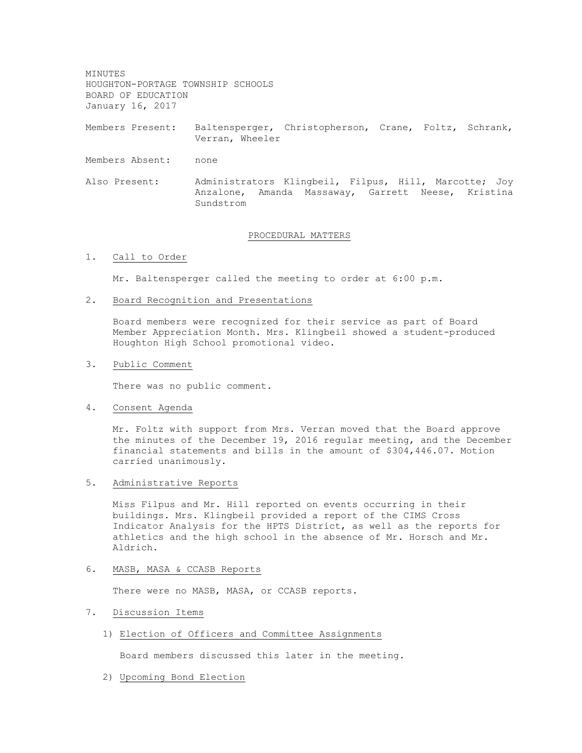MINUTES
HOUGHTON-PORTAGE TOWNSHIP SCHOOLS
BOARD OF EDUCATION
January 16, 2017

Members Present: Baltensperger, Christopherson, Crane, Foltz, Schrank, Verran, Wheeler

Members Absent: none

Also Present: Administrators Klingbeil, Filpus, Hill, Marcotte; Joy Anzalone, Amanda Massaway, Garrett Neese, Kristina Sundstrom

## PROCEDURAL MATTERS

1. Call to Order

   Mr. Baltensperger called the meeting to order at 6:00 p.m.

2. Board Recognition and Presentations

   Board members were recognized for their service as part of Board Member Appreciation Month. Mrs. Klingbeil showed a student-produced Houghton High School promotional video.

3. Public Comment

   There was no public comment.

4. Consent Agenda

   Mr. Foltz with support from Mrs. Verran moved that the Board approve the minutes of the December 19, 2016 regular meeting, and the December financial statements and bills in the amount of $304,446.07. Motion carried unanimously.

5. Administrative Reports

   Miss Filpus and Mr. Hill reported on events occurring in their buildings. Mrs. Klingbeil provided a report of the CIMS Cross Indicator Analysis for the HPTS District, as well as the reports for athletics and the high school in the absence of Mr. Horsch and Mr. Aldrich.

6. MASB, MASA & CCASB Reports

   There were no MASB, MASA, or CCASB reports.

7. Discussion Items

   1) Election of Officers and Committee Assignments

      Board members discussed this later in the meeting.

   2) Upcoming Bond Election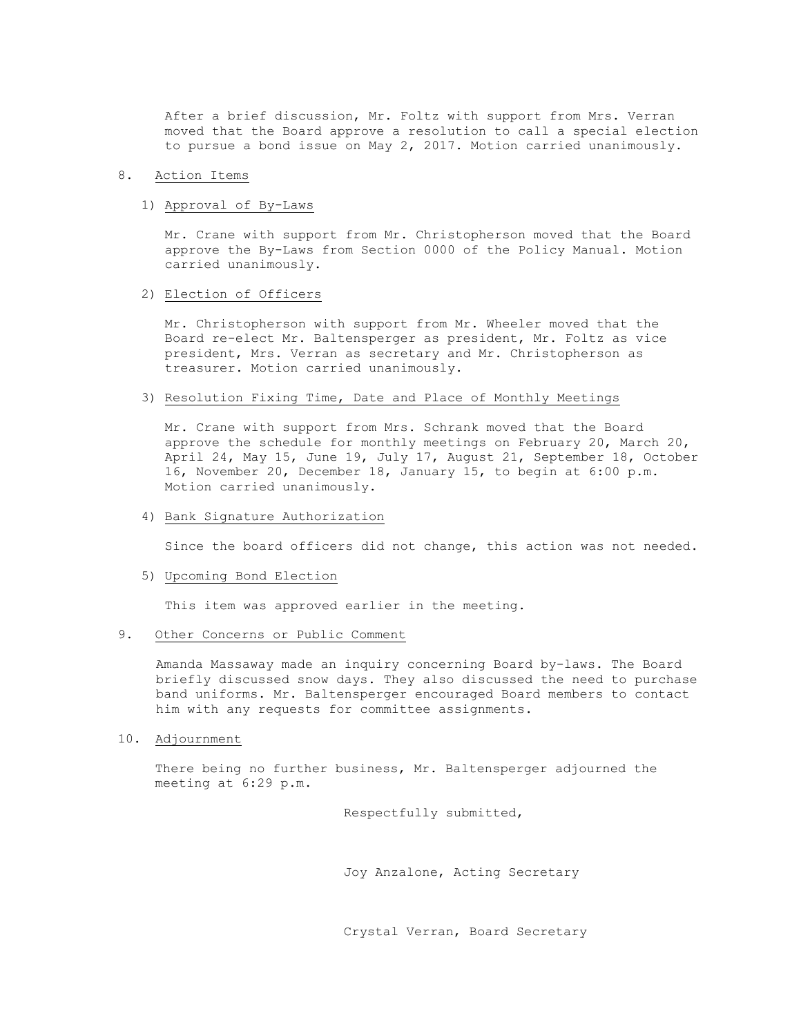After a brief discussion, Mr. Foltz with support from Mrs. Verran moved that the Board approve a resolution to call a special election to pursue a bond issue on May 2, 2017. Motion carried unanimously.

8. Action Items

   1) Approval of By-Laws

      Mr. Crane with support from Mr. Christopherson moved that the Board approve the By-Laws from Section 0000 of the Policy Manual. Motion carried unanimously.

   2) Election of Officers

      Mr. Christopherson with support from Mr. Wheeler moved that the Board re-elect Mr. Baltensperger as president, Mr. Foltz as vice president, Mrs. Verran as secretary and Mr. Christopherson as treasurer. Motion carried unanimously.

   3) Resolution Fixing Time, Date and Place of Monthly Meetings

      Mr. Crane with support from Mrs. Schrank moved that the Board approve the schedule for monthly meetings on February 20, March 20, April 24, May 15, June 19, July 17, August 21, September 18, October 16, November 20, December 18, January 15, to begin at 6:00 p.m. Motion carried unanimously.

   4) Bank Signature Authorization

      Since the board officers did not change, this action was not needed.

   5) Upcoming Bond Election

      This item was approved earlier in the meeting.

9. Other Concerns or Public Comment

   Amanda Massaway made an inquiry concerning Board by-laws. The Board briefly discussed snow days. They also discussed the need to purchase band uniforms. Mr. Baltensperger encouraged Board members to contact him with any requests for committee assignments.

10. Adjournment

    There being no further business, Mr. Baltensperger adjourned the meeting at 6:29 p.m.

Respectfully submitted,

Joy Anzalone, Acting Secretary

Crystal Verran, Board Secretary